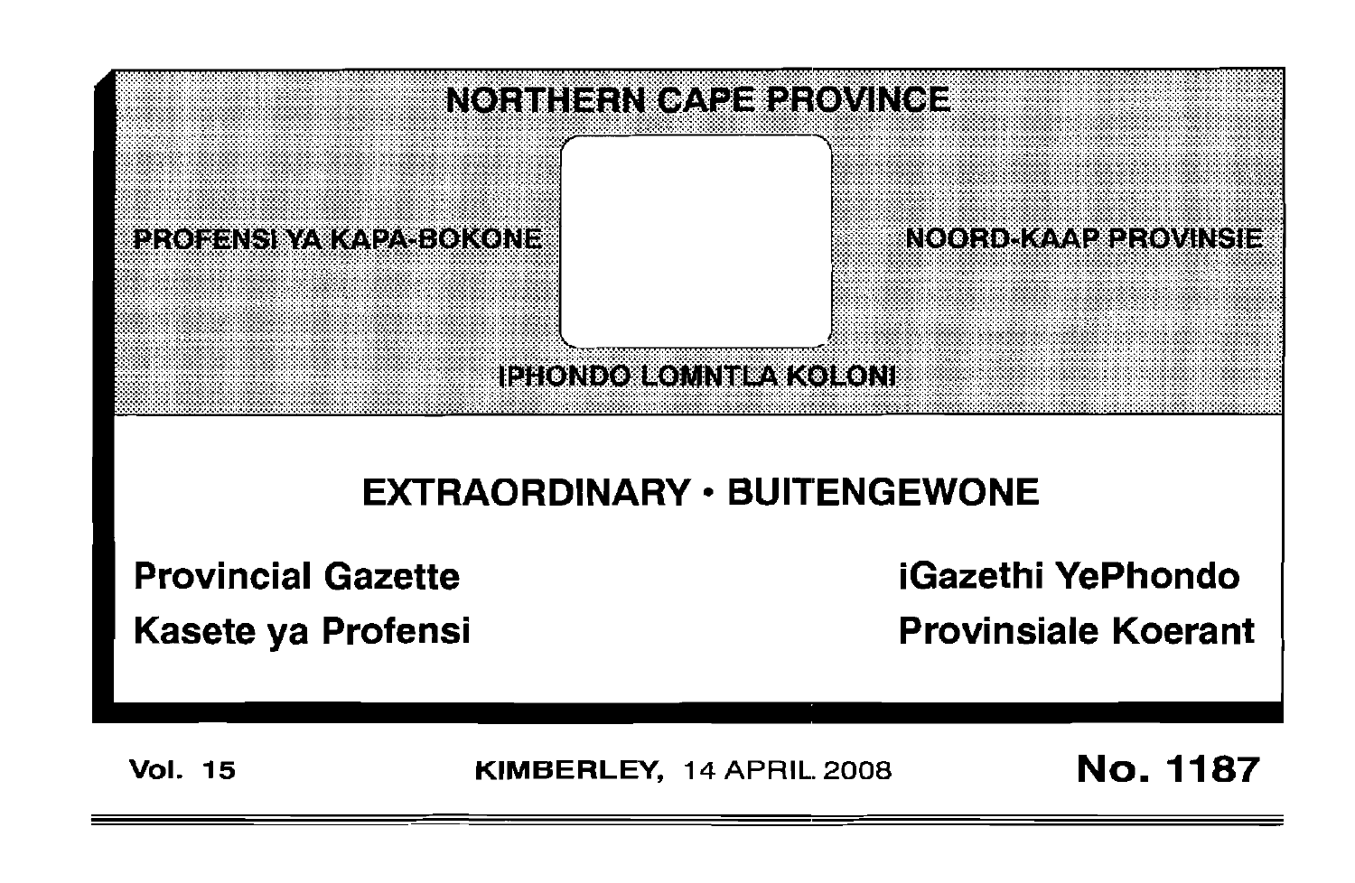# NORTHERN CAPE PROVINCE

PROFENSI YA KAPA-BOKONE

NOORD-KAAP PROVINSIE

IPHONDO LOMNTLA KOLONI

## EXTRAORDINARY • BUITENGEWONE

**Provincial Gazette**

**iGazethi YePhondo**

**Kasete ya Profensi**

**Provinsiale Koerant**

**Vol. 15** **KIMBERLEY,** 14 APRIL 2008 **No. 1187**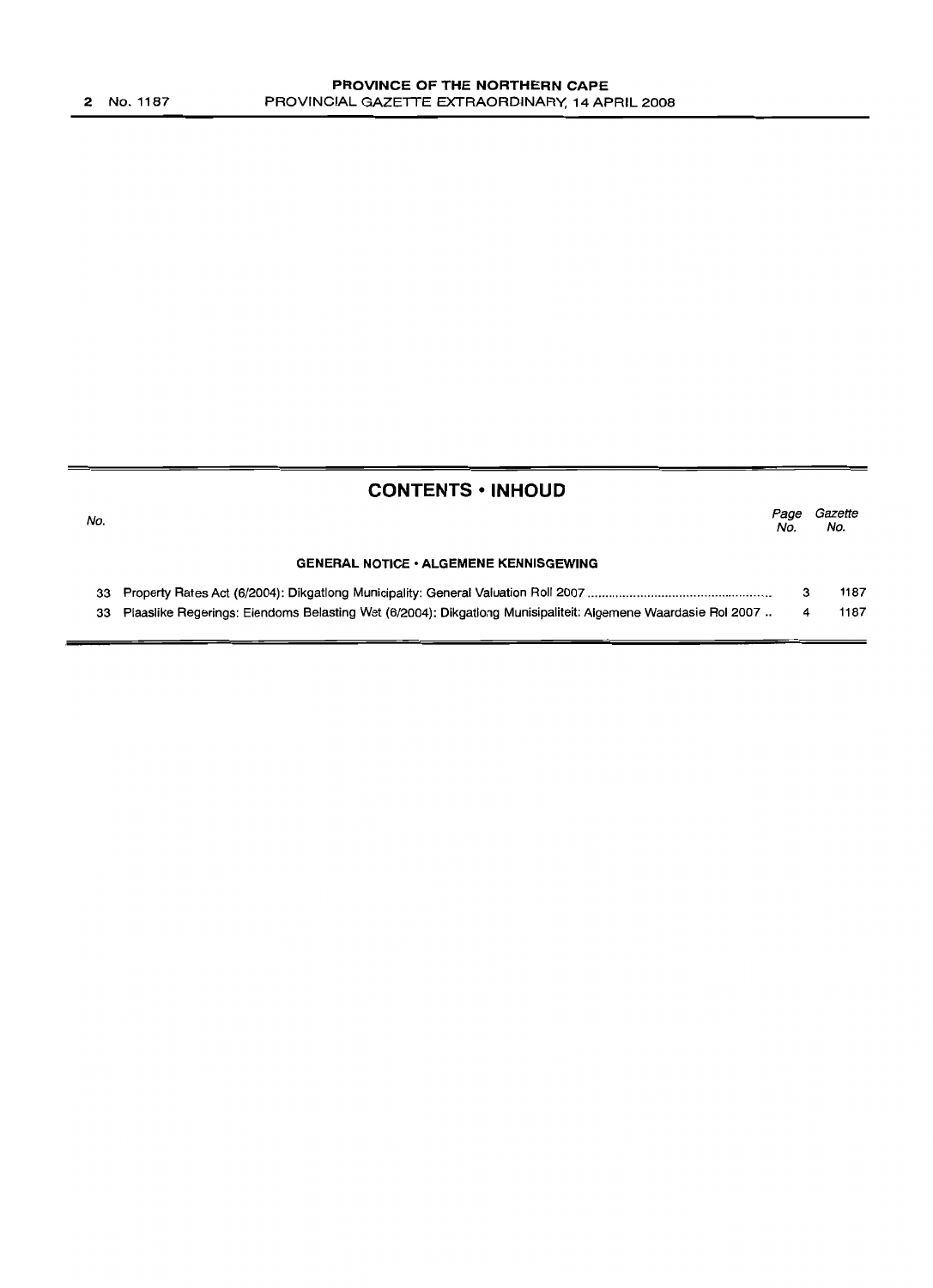## CONTENTS • INHOUD

| No. | | Page No. | Gazette No. |
|---|---|---|---|
| | **GENERAL NOTICE • ALGEMENE KENNISGEWING** | | |
| 33 | Property Rates Act (6/2004): Dikgatlong Municipality: General Valuation Roll 2007 | 3 | 1187 |
| 33 | Plaaslike Regerings: Eiendoms Belasting Wet (6/2004): Dikgatlong Munisipaliteit: Algemene Waardasie Rol 2007 | 4 | 1187 |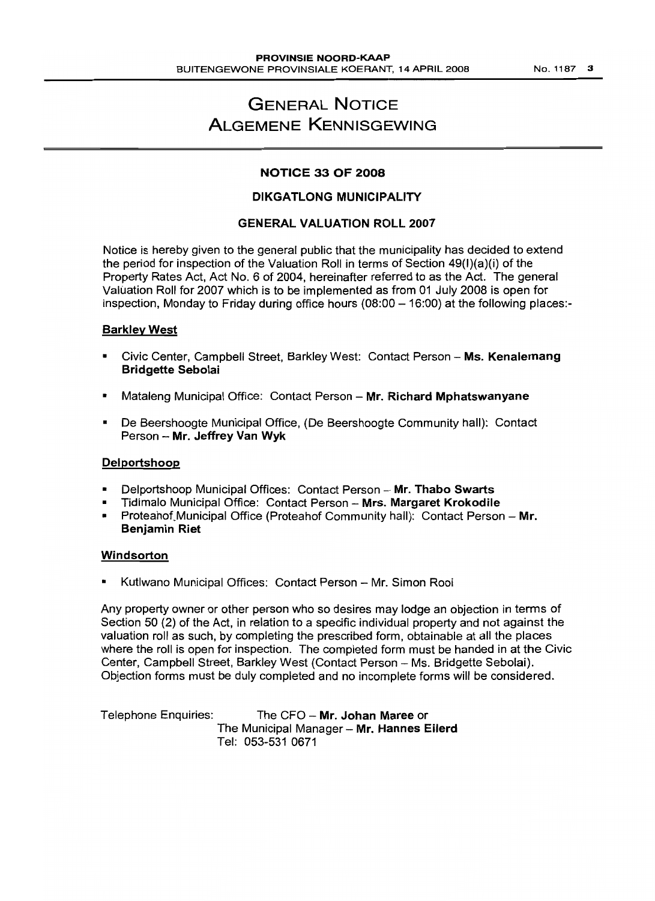# GENERAL NOTICE
# ALGEMENE KENNISGEWING

## NOTICE 33 OF 2008

### DIKGATLONG MUNICIPALITY

### GENERAL VALUATION ROLL 2007

Notice is hereby given to the general public that the municipality has decided to extend the period for inspection of the Valuation Roll in terms of Section 49(l)(a)(i) of the Property Rates Act, Act No. 6 of 2004, hereinafter referred to as the Act. The general Valuation Roll for 2007 which is to be implemented as from 01 July 2008 is open for inspection, Monday to Friday during office hours (08:00 – 16:00) at the following places:-

**Barkley West**

- Civic Center, Campbell Street, Barkley West: Contact Person – **Ms. Kenalemang Bridgette Sebolai**
- Mataleng Municipal Office: Contact Person – **Mr. Richard Mphatswanyane**
- De Beershoogte Municipal Office, (De Beershoogte Community hall): Contact Person – **Mr. Jeffrey Van Wyk**

**Delportshoop**

- Delportshoop Municipal Offices: Contact Person – **Mr. Thabo Swarts**
- Tidimalo Municipal Office: Contact Person – **Mrs. Margaret Krokodile**
- Proteahof Municipal Office (Proteahof Community hall): Contact Person – **Mr. Benjamin Riet**

**Windsorton**

- Kutlwano Municipal Offices: Contact Person – Mr. Simon Rooi

Any property owner or other person who so desires may lodge an objection in terms of Section 50 (2) of the Act, in relation to a specific individual property and not against the valuation roll as such, by completing the prescribed form, obtainable at all the places where the roll is open for inspection. The completed form must be handed in at the Civic Center, Campbell Street, Barkley West (Contact Person – Ms. Bridgette Sebolai). Objection forms must be duly completed and no incomplete forms will be considered.

Telephone Enquiries: The CFO – **Mr. Johan Maree** or
The Municipal Manager – **Mr. Hannes Eilerd**
Tel: 053-531 0671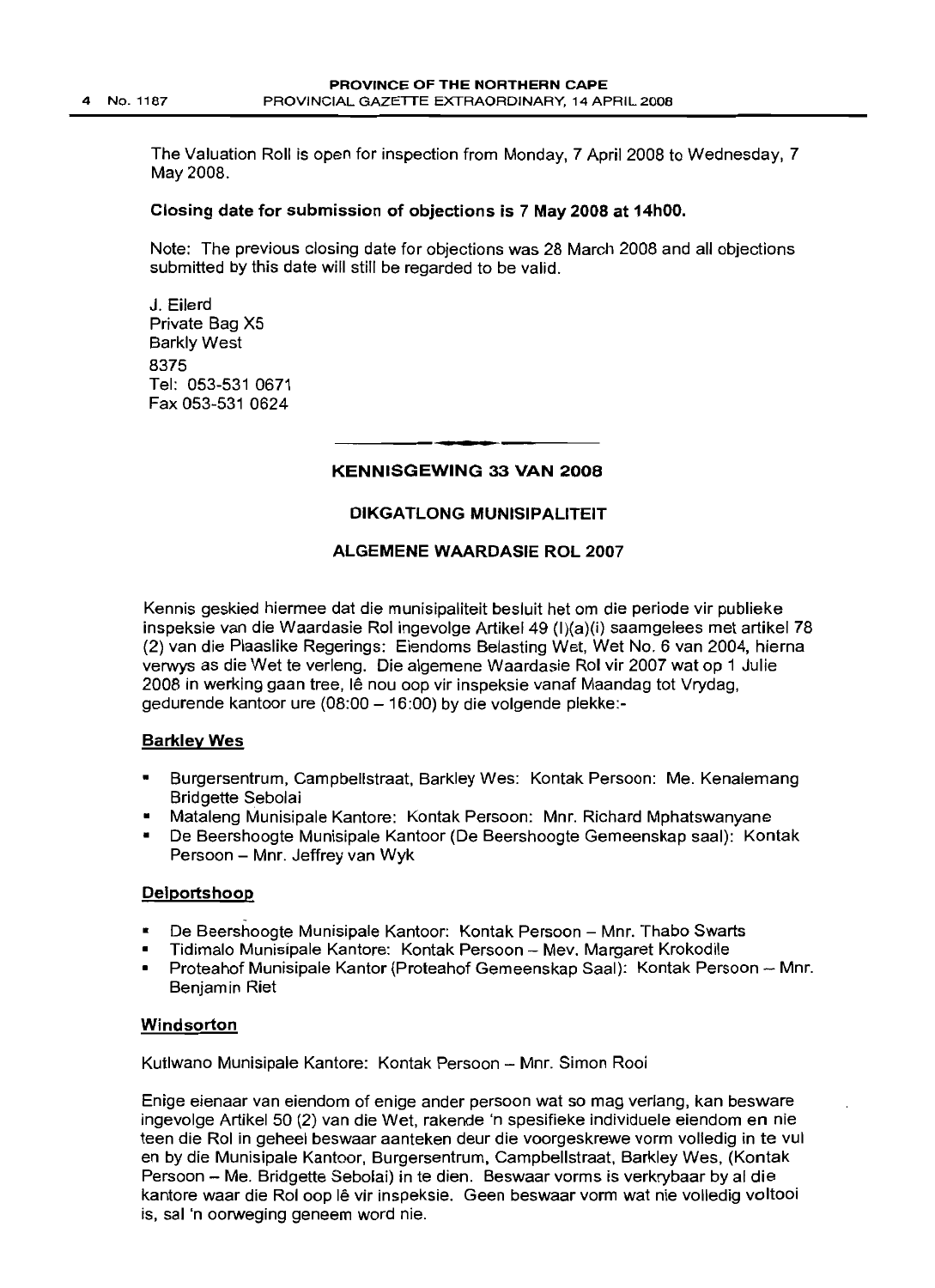The Valuation Roll is open for inspection from Monday, 7 April 2008 to Wednesday, 7 May 2008.

**Closing date for submission of objections is 7 May 2008 at 14h00.**

Note: The previous closing date for objections was 28 March 2008 and all objections submitted by this date will still be regarded to be valid.

J. Eilerd
Private Bag X5
Barkly West
8375
Tel: 053-531 0671
Fax 053-531 0624

## KENNISGEWING 33 VAN 2008

### DIKGATLONG MUNISIPALITEIT

### ALGEMENE WAARDASIE ROL 2007

Kennis geskied hiermee dat die munisipaliteit besluit het om die periode vir publieke inspeksie van die Waardasie Rol ingevolge Artikel 49 (l)(a)(i) saamgelees met artikel 78 (2) van die Plaaslike Regerings: Eiendoms Belasting Wet, Wet No. 6 van 2004, hierna verwys as die Wet te verleng. Die algemene Waardasie Rol vir 2007 wat op 1 Julie 2008 in werking gaan tree, lê nou oop vir inspeksie vanaf Maandag tot Vrydag, gedurende kantoor ure (08:00 – 16:00) by die volgende plekke:-

**Barkley Wes**

- Burgersentrum, Campbellstraat, Barkley Wes: Kontak Persoon: Me. Kenalemang Bridgette Sebolai
- Mataleng Munisipale Kantore: Kontak Persoon: Mnr. Richard Mphatswanyane
- De Beershoogte Munisipale Kantoor (De Beershoogte Gemeenskap saal): Kontak Persoon – Mnr. Jeffrey van Wyk

**Delportshoop**

- De Beershoogte Munisipale Kantoor: Kontak Persoon – Mnr. Thabo Swarts
- Tidimalo Munisipale Kantore: Kontak Persoon – Mev. Margaret Krokodile
- Proteahof Munisipale Kantor (Proteahof Gemeenskap Saal): Kontak Persoon – Mnr. Benjamin Riet

**Windsorton**

Kutlwano Munisipale Kantore: Kontak Persoon – Mnr. Simon Rooi

Enige eienaar van eiendom of enige ander persoon wat so mag verlang, kan besware ingevolge Artikel 50 (2) van die Wet, rakende 'n spesifieke individuele eiendom en nie teen die Rol in geheel beswaar aanteken deur die voorgeskrewe vorm volledig in te vul en by die Munisipale Kantoor, Burgersentrum, Campbellstraat, Barkley Wes, (Kontak Persoon – Me. Bridgette Sebolai) in te dien. Beswaar vorms is verkrybaar by al die kantore waar die Rol oop lê vir inspeksie. Geen beswaar vorm wat nie volledig voltooi is, sal 'n oorweging geneem word nie.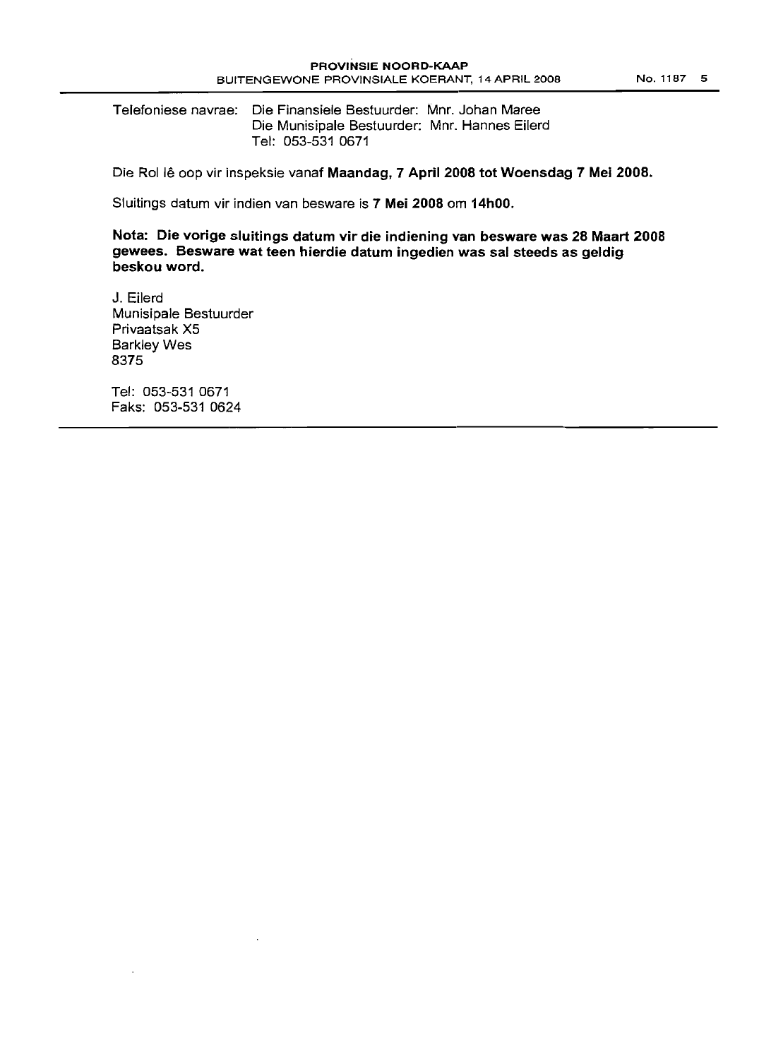Telefoniese navrae: Die Finansiele Bestuurder: Mnr. Johan Maree
Die Munisipale Bestuurder: Mnr. Hannes Eilerd
Tel: 053-531 0671

Die Rol lê oop vir inspeksie vanaf **Maandag, 7 April 2008 tot Woensdag 7 Mei 2008.**

Sluitings datum vir indien van besware is **7 Mei 2008** om **14h00.**

**Nota: Die vorige sluitings datum vir die indiening van besware was 28 Maart 2008 gewees. Besware wat teen hierdie datum ingedien was sal steeds as geldig beskou word.**

J. Eilerd
Munisipale Bestuurder
Privaatsak X5
Barkley Wes
8375

Tel: 053-531 0671
Faks: 053-531 0624